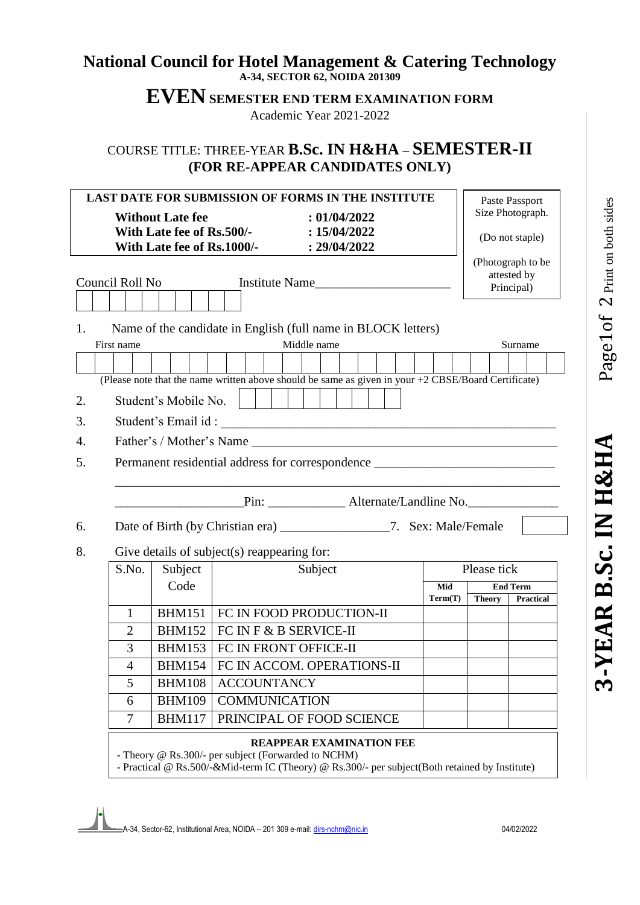# National Council for Hotel Management & Catering Technology

**A-34, SECTOR 62, NOIDA 201309**

## EVEN SEMESTER END TERM EXAMINATION FORM

Academic Year 2021-2022

### COURSE TITLE: THREE-YEAR B.Sc. IN H&HA – SEMESTER-II
### (FOR RE-APPEAR CANDIDATES ONLY)

**LAST DATE FOR SUBMISSION OF FORMS IN THE INSTITUTE**

| | |
|---|---|
| **Without Late fee** | **: 01/04/2022** |
| **With Late fee of Rs.500/-** | **: 15/04/2022** |
| **With Late fee of Rs.1000/-** | **: 29/04/2022** |

Paste Passport Size Photograph.

(Do not staple)

(Photograph to be attested by Principal)

Council Roll No ______________ Institute Name______________________

1. Name of the candidate in English (full name in BLOCK letters)

First name ______ Middle name ______ Surname ______

(Please note that the name written above should be same as given in your +2 CBSE/Board Certificate)

2. Student's Mobile No. ______________

3. Student's Email id : ______________________________________________

4. Father's / Mother's Name ______________________________________________

5. Permanent residential address for correspondence ____________________________

______________________________________________________________________

____________________Pin: ____________ Alternate/Landline No.______________

6. Date of Birth (by Christian era) _________________ 7. Sex: Male/Female ______

8. Give details of subject(s) reappearing for:

| S.No. | Subject Code | Subject | Please tick | | |
|---|---|---|---|---|---|
| | | | Mid Term(T) | End Term | |
| | | | | Theory | Practical |
| 1 | BHM151 | FC IN FOOD PRODUCTION-II | | | |
| 2 | BHM152 | FC IN F & B SERVICE-II | | | |
| 3 | BHM153 | FC IN FRONT OFFICE-II | | | |
| 4 | BHM154 | FC IN ACCOM. OPERATIONS-II | | | |
| 5 | BHM108 | ACCOUNTANCY | | | |
| 6 | BHM109 | COMMUNICATION | | | |
| 7 | BHM117 | PRINCIPAL OF FOOD SCIENCE | | | |

**REAPPEAR EXAMINATION FEE**

- Theory @ Rs.300/- per subject (Forwarded to NCHM)
- Practical @ Rs.500/-&Mid-term IC (Theory) @ Rs.300/- per subject(Both retained by Institute)

A-34, Sector-62, Institutional Area, NOIDA – 201 309 e-mail: dirs-nchm@nic.in 04/02/2022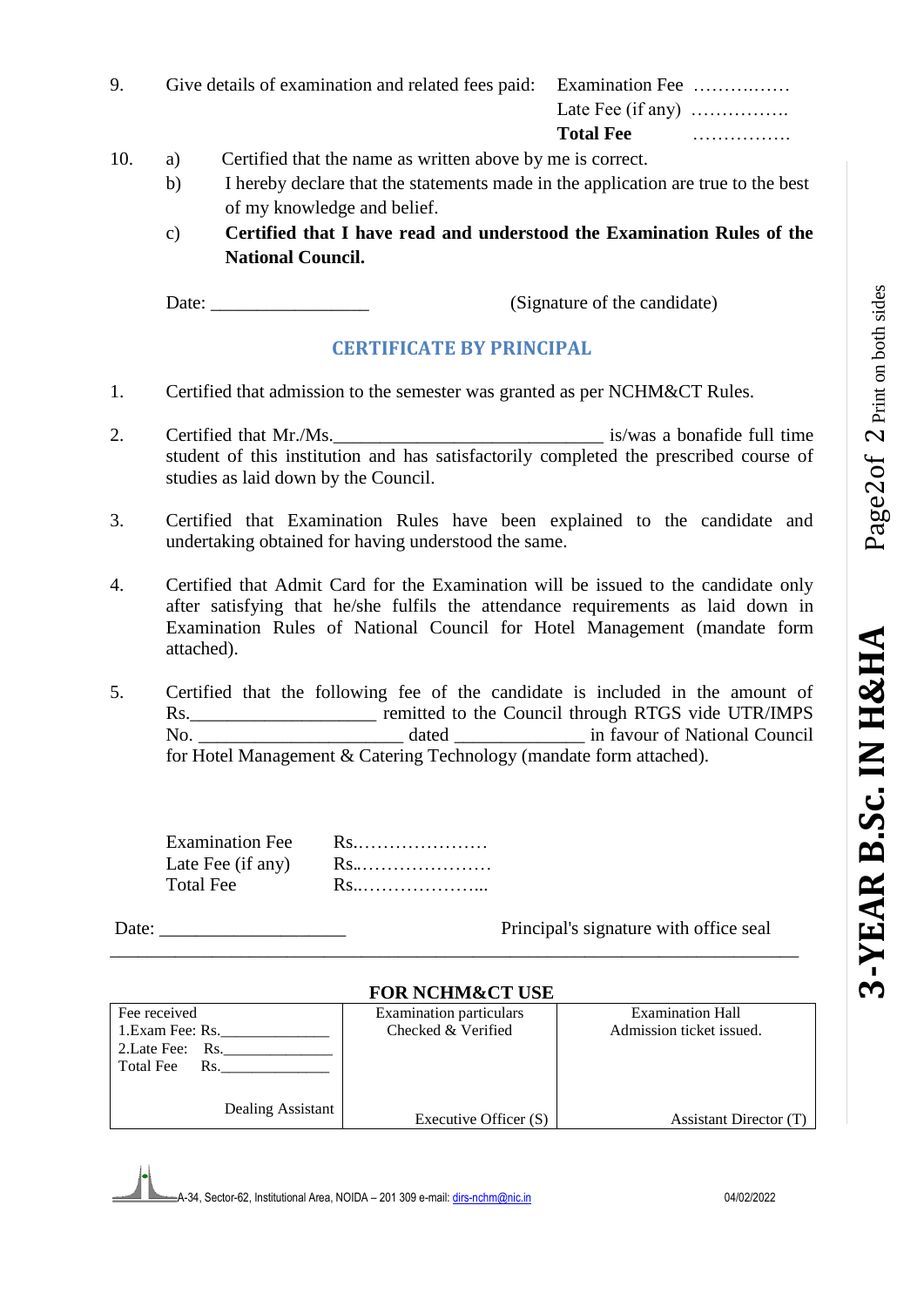9. Give details of examination and related fees paid: Examination Fee …………….
   Late Fee (if any) …………….
   **Total Fee** …………….

10. a) Certified that the name as written above by me is correct.
    b) I hereby declare that the statements made in the application are true to the best of my knowledge and belief.
    c) **Certified that I have read and understood the Examination Rules of the National Council.**

Date: _________________ (Signature of the candidate)

## CERTIFICATE BY PRINCIPAL

1. Certified that admission to the semester was granted as per NCHM&CT Rules.

2. Certified that Mr./Ms.______________________________ is/was a bonafide full time student of this institution and has satisfactorily completed the prescribed course of studies as laid down by the Council.

3. Certified that Examination Rules have been explained to the candidate and undertaking obtained for having understood the same.

4. Certified that Admit Card for the Examination will be issued to the candidate only after satisfying that he/she fulfils the attendance requirements as laid down in Examination Rules of National Council for Hotel Management (mandate form attached).

5. Certified that the following fee of the candidate is included in the amount of Rs.____________________ remitted to the Council through RTGS vide UTR/IMPS No. ______________________ dated ______________ in favour of National Council for Hotel Management & Catering Technology (mandate form attached).

Examination Fee Rs.…………………
Late Fee (if any) Rs..…………………
Total Fee Rs..………………...

Date: ____________________ Principal's signature with office seal

### FOR NCHM&CT USE

| | | |
|---|---|---|
| Fee received<br>1.Exam Fee: Rs.______________<br>2.Late Fee: Rs.______________<br>Total Fee Rs.______________<br><br>Dealing Assistant | Examination particulars Checked & Verified<br><br><br>Executive Officer (S) | Examination Hall Admission ticket issued.<br><br><br>Assistant Director (T) |

A-34, Sector-62, Institutional Area, NOIDA – 201 309 e-mail: dirs-nchm@nic.in 04/02/2022